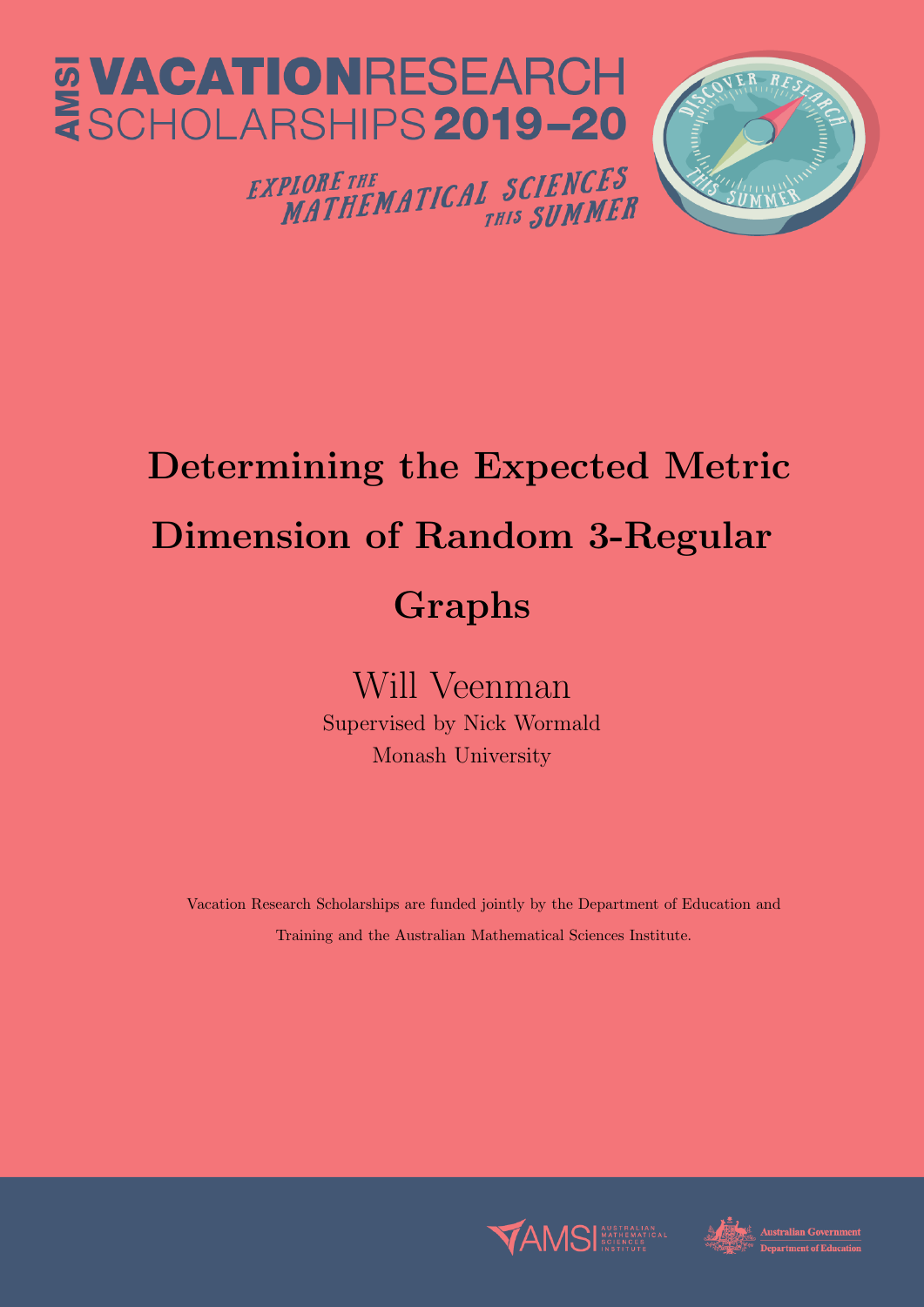AMSI VACATION RESEARCH SCHOLARSHIPS 2019–20

EXPLORE THE MATHEMATICAL SCIENCES THIS SUMMER

# Determining the Expected Metric Dimension of Random 3-Regular Graphs

Will Veenman

Supervised by Nick Wormald

Monash University

Vacation Research Scholarships are funded jointly by the Department of Education and Training and the Australian Mathematical Sciences Institute.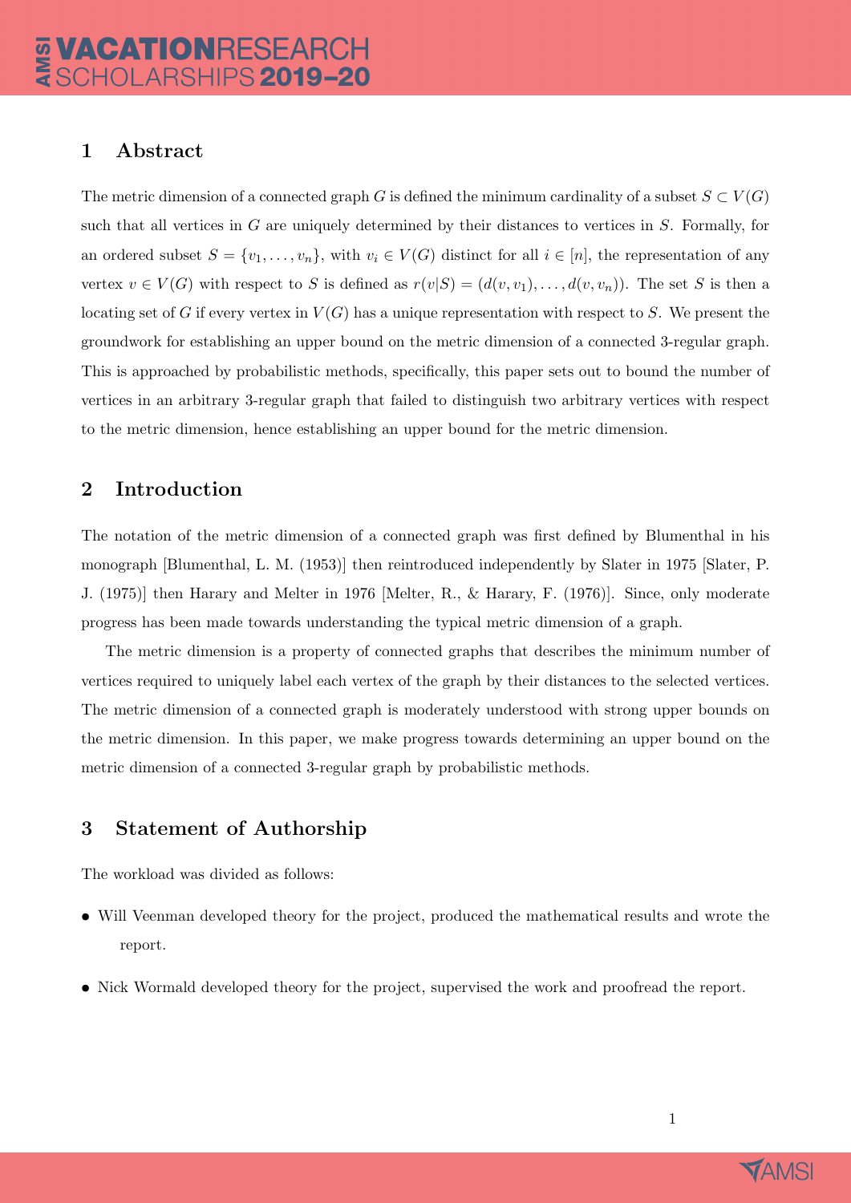## 1 Abstract

The metric dimension of a connected graph $G$ is defined the minimum cardinality of a subset $S \subset V(G)$ such that all vertices in $G$ are uniquely determined by their distances to vertices in $S$. Formally, for an ordered subset $S = \{v_1, \ldots, v_n\}$, with $v_i \in V(G)$ distinct for all $i \in [n]$, the representation of any vertex $v \in V(G)$ with respect to $S$ is defined as $r(v|S) = (d(v, v_1), \ldots, d(v, v_n))$. The set $S$ is then a locating set of $G$ if every vertex in $V(G)$ has a unique representation with respect to $S$. We present the groundwork for establishing an upper bound on the metric dimension of a connected 3-regular graph. This is approached by probabilistic methods, specifically, this paper sets out to bound the number of vertices in an arbitrary 3-regular graph that failed to distinguish two arbitrary vertices with respect to the metric dimension, hence establishing an upper bound for the metric dimension.

## 2 Introduction

The notation of the metric dimension of a connected graph was first defined by Blumenthal in his monograph [Blumenthal, L. M. (1953)] then reintroduced independently by Slater in 1975 [Slater, P. J. (1975)] then Harary and Melter in 1976 [Melter, R., & Harary, F. (1976)]. Since, only moderate progress has been made towards understanding the typical metric dimension of a graph.

The metric dimension is a property of connected graphs that describes the minimum number of vertices required to uniquely label each vertex of the graph by their distances to the selected vertices. The metric dimension of a connected graph is moderately understood with strong upper bounds on the metric dimension. In this paper, we make progress towards determining an upper bound on the metric dimension of a connected 3-regular graph by probabilistic methods.

## 3 Statement of Authorship

The workload was divided as follows:

- Will Veenman developed theory for the project, produced the mathematical results and wrote the report.
- Nick Wormald developed theory for the project, supervised the work and proofread the report.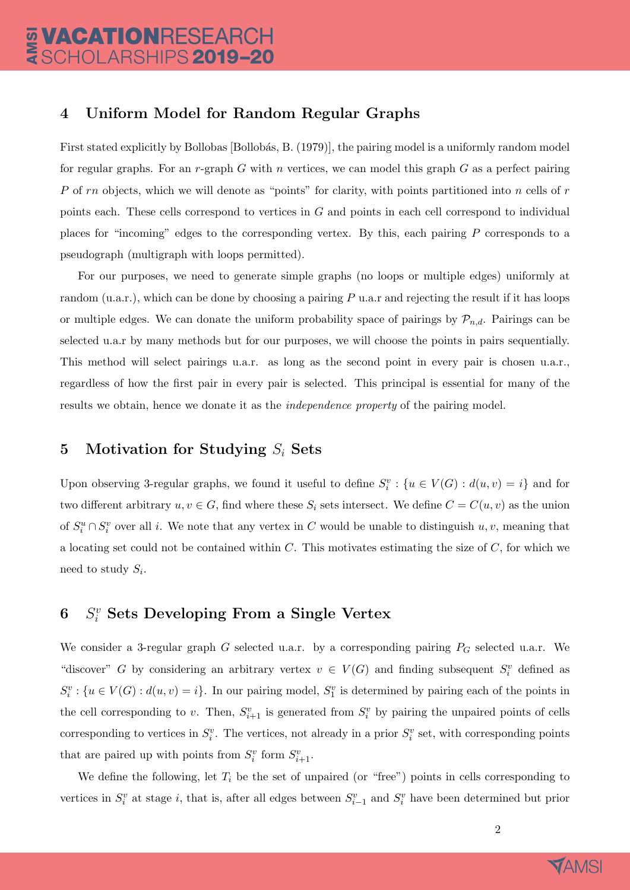## 4 Uniform Model for Random Regular Graphs

First stated explicitly by Bollobas [Bollobás, B. (1979)], the pairing model is a uniformly random model for regular graphs. For an $r$-graph $G$ with $n$ vertices, we can model this graph $G$ as a perfect pairing $P$ of $rn$ objects, which we will denote as "points" for clarity, with points partitioned into $n$ cells of $r$ points each. These cells correspond to vertices in $G$ and points in each cell correspond to individual places for "incoming" edges to the corresponding vertex. By this, each pairing $P$ corresponds to a pseudograph (multigraph with loops permitted).

For our purposes, we need to generate simple graphs (no loops or multiple edges) uniformly at random (u.a.r.), which can be done by choosing a pairing $P$ u.a.r and rejecting the result if it has loops or multiple edges. We can donate the uniform probability space of pairings by $\mathcal{P}_{n,d}$. Pairings can be selected u.a.r by many methods but for our purposes, we will choose the points in pairs sequentially. This method will select pairings u.a.r. as long as the second point in every pair is chosen u.a.r., regardless of how the first pair in every pair is selected. This principal is essential for many of the results we obtain, hence we donate it as the *independence property* of the pairing model.

## 5 Motivation for Studying $S_i$ Sets

Upon observing 3-regular graphs, we found it useful to define $S_i^v : \{u \in V(G) : d(u,v) = i\}$ and for two different arbitrary $u, v \in G$, find where these $S_i$ sets intersect. We define $C = C(u,v)$ as the union of $S_i^u \cap S_i^v$ over all $i$. We note that any vertex in $C$ would be unable to distinguish $u, v$, meaning that a locating set could not be contained within $C$. This motivates estimating the size of $C$, for which we need to study $S_i$.

## 6 $S_i^v$ Sets Developing From a Single Vertex

We consider a 3-regular graph $G$ selected u.a.r. by a corresponding pairing $P_G$ selected u.a.r. We "discover" $G$ by considering an arbitrary vertex $v \in V(G)$ and finding subsequent $S_i^v$ defined as $S_i^v : \{u \in V(G) : d(u,v) = i\}$. In our pairing model, $S_1^v$ is determined by pairing each of the points in the cell corresponding to $v$. Then, $S_{i+1}^v$ is generated from $S_i^v$ by pairing the unpaired points of cells corresponding to vertices in $S_i^v$. The vertices, not already in a prior $S_i^v$ set, with corresponding points that are paired up with points from $S_i^v$ form $S_{i+1}^v$.

We define the following, let $T_i$ be the set of unpaired (or "free") points in cells corresponding to vertices in $S_i^v$ at stage $i$, that is, after all edges between $S_{i-1}^v$ and $S_i^v$ have been determined but prior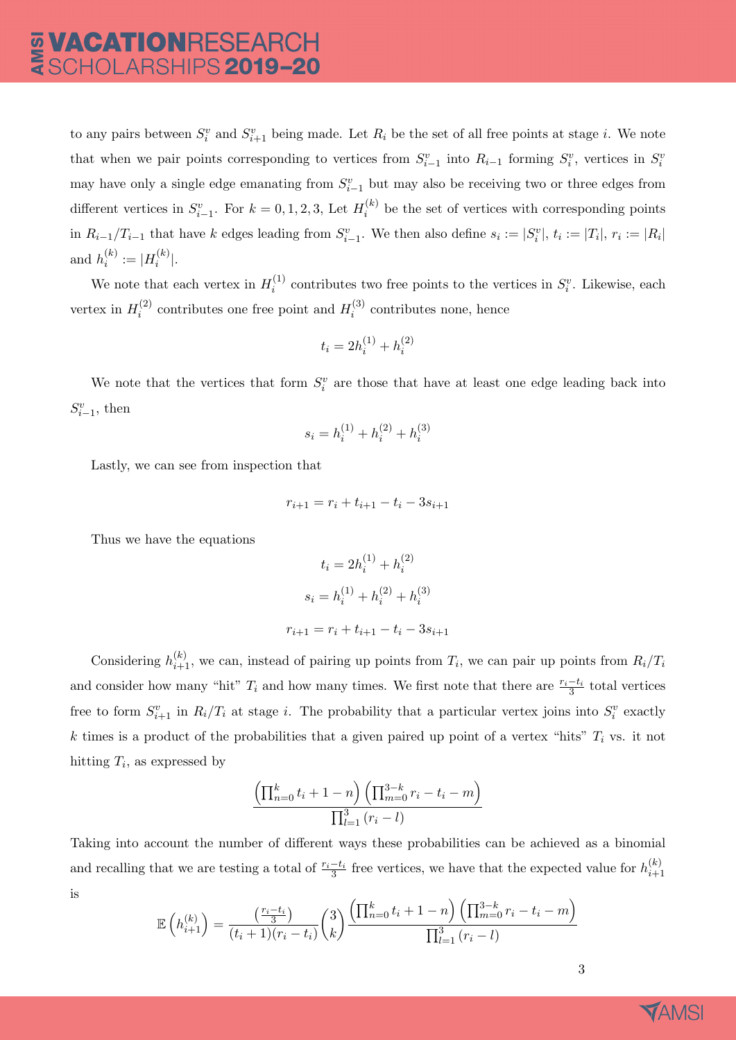to any pairs between $S_i^v$ and $S_{i+1}^v$ being made. Let $R_i$ be the set of all free points at stage $i$. We note that when we pair points corresponding to vertices from $S_{i-1}^v$ into $R_{i-1}$ forming $S_i^v$, vertices in $S_i^v$ may have only a single edge emanating from $S_{i-1}^v$ but may also be receiving two or three edges from different vertices in $S_{i-1}^v$. For $k = 0, 1, 2, 3$, Let $H_i^{(k)}$ be the set of vertices with corresponding points in $R_{i-1}/T_{i-1}$ that have $k$ edges leading from $S_{i-1}^v$. We then also define $s_i := |S_i^v|$, $t_i := |T_i|$, $r_i := |R_i|$ and $h_i^{(k)} := |H_i^{(k)}|$.

We note that each vertex in $H_i^{(1)}$ contributes two free points to the vertices in $S_i^v$. Likewise, each vertex in $H_i^{(2)}$ contributes one free point and $H_i^{(3)}$ contributes none, hence

$$t_i = 2h_i^{(1)} + h_i^{(2)}$$

We note that the vertices that form $S_i^v$ are those that have at least one edge leading back into $S_{i-1}^v$, then

$$s_i = h_i^{(1)} + h_i^{(2)} + h_i^{(3)}$$

Lastly, we can see from inspection that

$$r_{i+1} = r_i + t_{i+1} - t_i - 3s_{i+1}$$

Thus we have the equations

$$t_i = 2h_i^{(1)} + h_i^{(2)}$$

$$s_i = h_i^{(1)} + h_i^{(2)} + h_i^{(3)}$$

$$r_{i+1} = r_i + t_{i+1} - t_i - 3s_{i+1}$$

Considering $h_{i+1}^{(k)}$, we can, instead of pairing up points from $T_i$, we can pair up points from $R_i/T_i$ and consider how many "hit" $T_i$ and how many times. We first note that there are $\frac{r_i - t_i}{3}$ total vertices free to form $S_{i+1}^v$ in $R_i/T_i$ at stage $i$. The probability that a particular vertex joins into $S_i^v$ exactly $k$ times is a product of the probabilities that a given paired up point of a vertex "hits" $T_i$ vs. it not hitting $T_i$, as expressed by

$$\frac{\left(\prod_{n=0}^{k} t_i + 1 - n\right)\left(\prod_{m=0}^{3-k} r_i - t_i - m\right)}{\prod_{l=1}^{3} (r_i - l)}$$

Taking into account the number of different ways these probabilities can be achieved as a binomial and recalling that we are testing a total of $\frac{r_i - t_i}{3}$ free vertices, we have that the expected value for $h_{i+1}^{(k)}$ is

$$\mathbb{E}\left(h_{i+1}^{(k)}\right) = \frac{\left(\frac{r_i - t_i}{3}\right)}{(t_i + 1)(r_i - t_i)} \binom{3}{k} \frac{\left(\prod_{n=0}^{k} t_i + 1 - n\right)\left(\prod_{m=0}^{3-k} r_i - t_i - m\right)}{\prod_{l=1}^{3} (r_i - l)}$$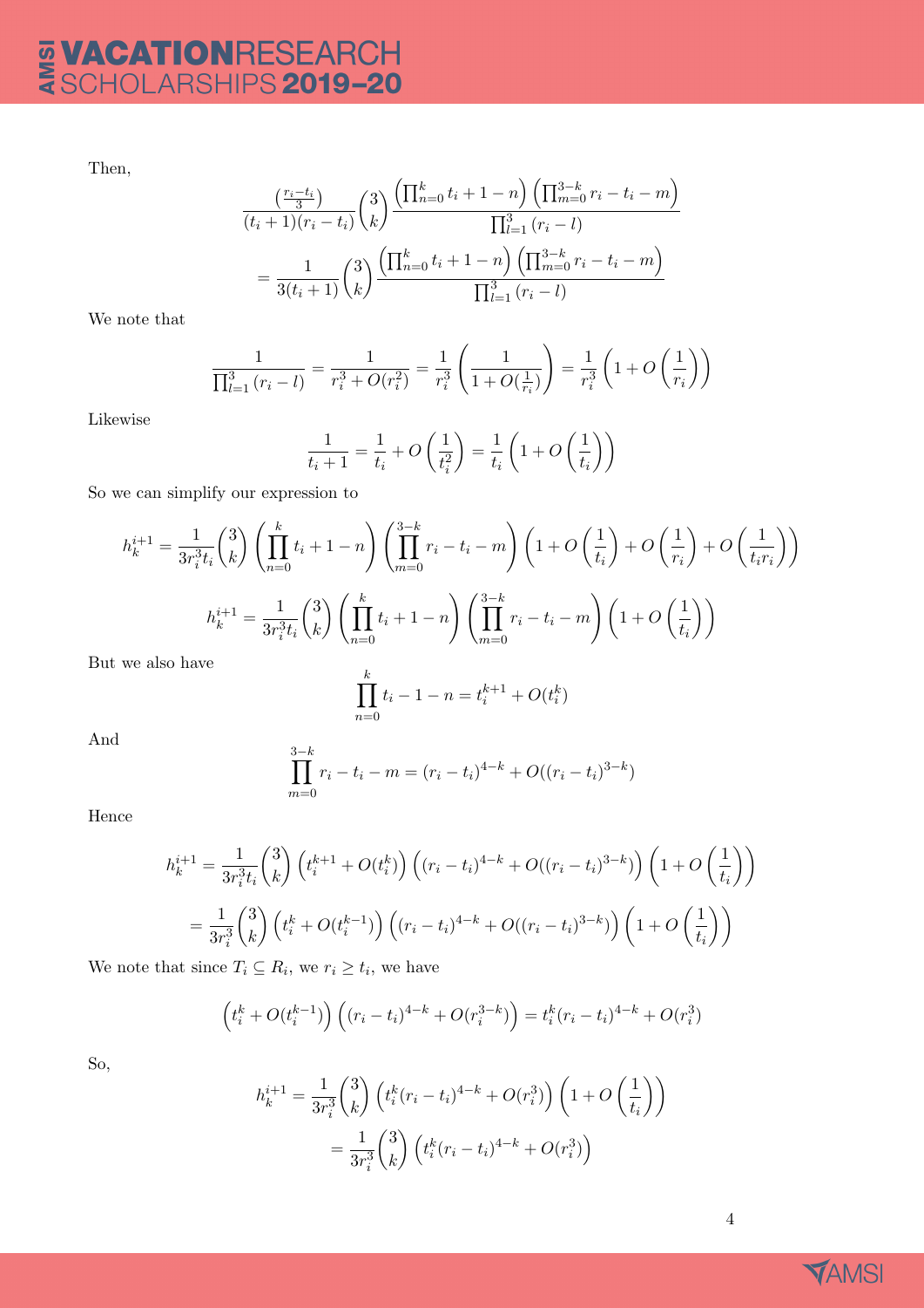Then,

$$
\frac{\left(\frac{r_i - t_i}{3}\right)}{(t_i+1)(r_i-t_i)} \binom{3}{k} \frac{\left(\prod_{n=0}^{k} t_i + 1 - n\right)\left(\prod_{m=0}^{3-k} r_i - t_i - m\right)}{\prod_{l=1}^{3}(r_i - l)}
$$

$$
= \frac{1}{3(t_i+1)} \binom{3}{k} \frac{\left(\prod_{n=0}^{k} t_i + 1 - n\right)\left(\prod_{m=0}^{3-k} r_i - t_i - m\right)}{\prod_{l=1}^{3}(r_i - l)}
$$

We note that

$$
\frac{1}{\prod_{l=1}^{3}(r_i - l)} = \frac{1}{r_i^3 + O(r_i^2)} = \frac{1}{r_i^3}\left(\frac{1}{1 + O(\frac{1}{r_i})}\right) = \frac{1}{r_i^3}\left(1 + O\left(\frac{1}{r_i}\right)\right)
$$

Likewise

$$
\frac{1}{t_i + 1} = \frac{1}{t_i} + O\left(\frac{1}{t_i^2}\right) = \frac{1}{t_i}\left(1 + O\left(\frac{1}{t_i}\right)\right)
$$

So we can simplify our expression to

$$
h_k^{i+1} = \frac{1}{3r_i^3 t_i}\binom{3}{k}\left(\prod_{n=0}^{k} t_i + 1 - n\right)\left(\prod_{m=0}^{3-k} r_i - t_i - m\right)\left(1 + O\left(\frac{1}{t_i}\right) + O\left(\frac{1}{r_i}\right) + O\left(\frac{1}{t_i r_i}\right)\right)
$$

$$
h_k^{i+1} = \frac{1}{3r_i^3 t_i}\binom{3}{k}\left(\prod_{n=0}^{k} t_i + 1 - n\right)\left(\prod_{m=0}^{3-k} r_i - t_i - m\right)\left(1 + O\left(\frac{1}{t_i}\right)\right)
$$

But we also have

$$
\prod_{n=0}^{k} t_i - 1 - n = t_i^{k+1} + O(t_i^k)
$$

And

$$
\prod_{m=0}^{3-k} r_i - t_i - m = (r_i - t_i)^{4-k} + O((r_i - t_i)^{3-k})
$$

Hence

$$
h_k^{i+1} = \frac{1}{3r_i^3 t_i}\binom{3}{k}\left(t_i^{k+1} + O(t_i^k)\right)\left((r_i - t_i)^{4-k} + O((r_i - t_i)^{3-k})\right)\left(1 + O\left(\frac{1}{t_i}\right)\right)
$$

$$
= \frac{1}{3r_i^3}\binom{3}{k}\left(t_i^{k} + O(t_i^{k-1})\right)\left((r_i - t_i)^{4-k} + O((r_i - t_i)^{3-k})\right)\left(1 + O\left(\frac{1}{t_i}\right)\right)
$$

We note that since $T_i \subseteq R_i$, we $r_i \geq t_i$, we have

$$
\left(t_i^k + O(t_i^{k-1})\right)\left((r_i - t_i)^{4-k} + O(r_i^{3-k})\right) = t_i^k (r_i - t_i)^{4-k} + O(r_i^3)
$$

So,

$$
h_k^{i+1} = \frac{1}{3r_i^3}\binom{3}{k}\left(t_i^k (r_i - t_i)^{4-k} + O(r_i^3)\right)\left(1 + O\left(\frac{1}{t_i}\right)\right)
$$

$$
= \frac{1}{3r_i^3}\binom{3}{k}\left(t_i^k (r_i - t_i)^{4-k} + O(r_i^3)\right)
$$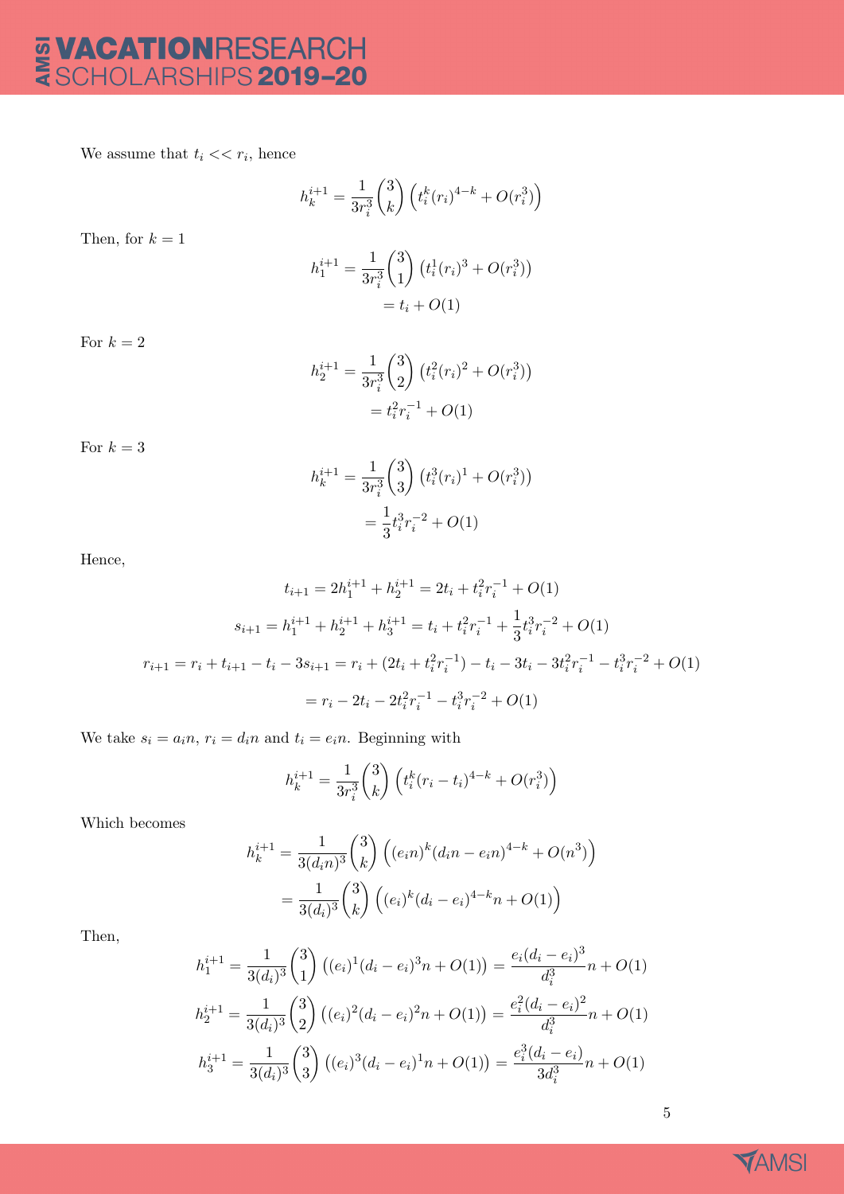We assume that $t_i << r_i$, hence

$$h_k^{i+1} = \frac{1}{3r_i^3}\binom{3}{k}\left(t_i^k(r_i)^{4-k} + O(r_i^3)\right)$$

Then, for $k = 1$

$$\begin{aligned} h_1^{i+1} &= \frac{1}{3r_i^3}\binom{3}{1}\left(t_i^1(r_i)^3 + O(r_i^3)\right) \\ &= t_i + O(1) \end{aligned}$$

For $k = 2$

$$\begin{aligned} h_2^{i+1} &= \frac{1}{3r_i^3}\binom{3}{2}\left(t_i^2(r_i)^2 + O(r_i^3)\right) \\ &= t_i^2 r_i^{-1} + O(1) \end{aligned}$$

For $k = 3$

$$\begin{aligned} h_k^{i+1} &= \frac{1}{3r_i^3}\binom{3}{3}\left(t_i^3(r_i)^1 + O(r_i^3)\right) \\ &= \frac{1}{3}t_i^3 r_i^{-2} + O(1) \end{aligned}$$

Hence,

$$t_{i+1} = 2h_1^{i+1} + h_2^{i+1} = 2t_i + t_i^2 r_i^{-1} + O(1)$$

$$s_{i+1} = h_1^{i+1} + h_2^{i+1} + h_3^{i+1} = t_i + t_i^2 r_i^{-1} + \frac{1}{3}t_i^3 r_i^{-2} + O(1)$$

$$\begin{aligned} r_{i+1} &= r_i + t_{i+1} - t_i - 3s_{i+1} = r_i + (2t_i + t_i^2 r_i^{-1}) - t_i - 3t_i - 3t_i^2 r_i^{-1} - t_i^3 r_i^{-2} + O(1) \\ &= r_i - 2t_i - 2t_i^2 r_i^{-1} - t_i^3 r_i^{-2} + O(1) \end{aligned}$$

We take $s_i = a_i n$, $r_i = d_i n$ and $t_i = e_i n$. Beginning with

$$h_k^{i+1} = \frac{1}{3r_i^3}\binom{3}{k}\left(t_i^k(r_i - t_i)^{4-k} + O(r_i^3)\right)$$

Which becomes

$$\begin{aligned} h_k^{i+1} &= \frac{1}{3(d_i n)^3}\binom{3}{k}\left((e_i n)^k(d_i n - e_i n)^{4-k} + O(n^3)\right) \\ &= \frac{1}{3(d_i)^3}\binom{3}{k}\left((e_i)^k(d_i - e_i)^{4-k} n + O(1)\right) \end{aligned}$$

Then,

$$h_1^{i+1} = \frac{1}{3(d_i)^3}\binom{3}{1}\left((e_i)^1(d_i - e_i)^3 n + O(1)\right) = \frac{e_i(d_i - e_i)^3}{d_i^3}n + O(1)$$

$$h_2^{i+1} = \frac{1}{3(d_i)^3}\binom{3}{2}\left((e_i)^2(d_i - e_i)^2 n + O(1)\right) = \frac{e_i^2(d_i - e_i)^2}{d_i^3}n + O(1)$$

$$h_3^{i+1} = \frac{1}{3(d_i)^3}\binom{3}{3}\left((e_i)^3(d_i - e_i)^1 n + O(1)\right) = \frac{e_i^3(d_i - e_i)}{3d_i^3}n + O(1)$$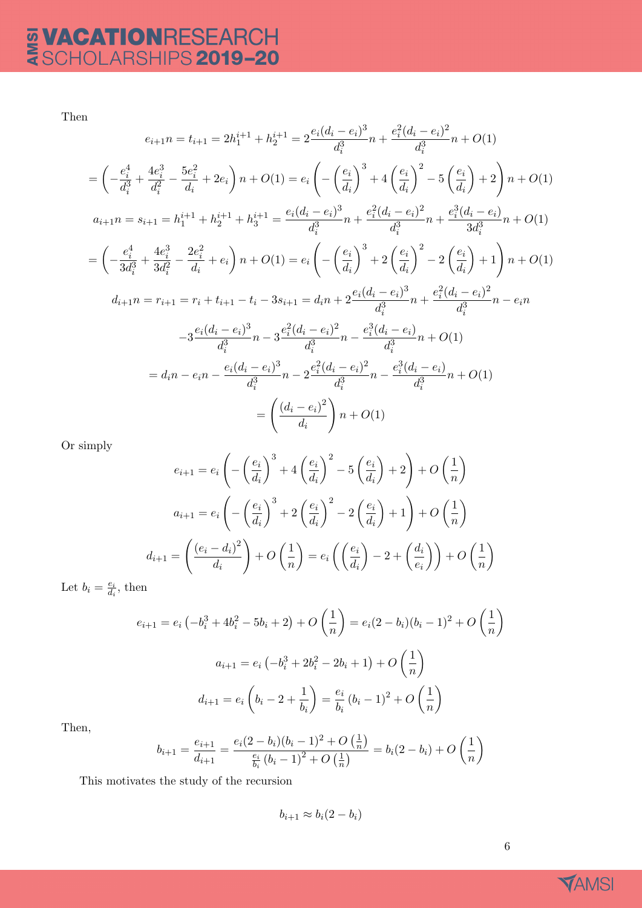Then

$$e_{i+1}n = t_{i+1} = 2h_1^{i+1} + h_2^{i+1} = 2\frac{e_i(d_i-e_i)^3}{d_i^3}n + \frac{e_i^2(d_i-e_i)^2}{d_i^3}n + O(1)$$

$$= \left(-\frac{e_i^4}{d_i^3} + \frac{4e_i^3}{d_i^2} - \frac{5e_i^2}{d_i} + 2e_i\right)n + O(1) = e_i\left(-\left(\frac{e_i}{d_i}\right)^3 + 4\left(\frac{e_i}{d_i}\right)^2 - 5\left(\frac{e_i}{d_i}\right) + 2\right)n + O(1)$$

$$a_{i+1}n = s_{i+1} = h_1^{i+1} + h_2^{i+1} + h_3^{i+1} = \frac{e_i(d_i-e_i)^3}{d_i^3}n + \frac{e_i^2(d_i-e_i)^2}{d_i^3}n + \frac{e_i^3(d_i-e_i)}{3d_i^3}n + O(1)$$

$$= \left(-\frac{e_i^4}{3d_i^3} + \frac{4e_i^3}{3d_i^2} - \frac{2e_i^2}{d_i} + e_i\right)n + O(1) = e_i\left(-\left(\frac{e_i}{d_i}\right)^3 + 2\left(\frac{e_i}{d_i}\right)^2 - 2\left(\frac{e_i}{d_i}\right) + 1\right)n + O(1)$$

$$d_{i+1}n = r_{i+1} = r_i + t_{i+1} - t_i - 3s_{i+1} = d_i n + 2\frac{e_i(d_i-e_i)^3}{d_i^3}n + \frac{e_i^2(d_i-e_i)^2}{d_i^3}n - e_i n$$

$$-3\frac{e_i(d_i-e_i)^3}{d_i^3}n - 3\frac{e_i^2(d_i-e_i)^2}{d_i^3}n - \frac{e_i^3(d_i-e_i)}{d_i^3}n + O(1)$$

$$= d_i n - e_i n - \frac{e_i(d_i-e_i)^3}{d_i^3}n - 2\frac{e_i^2(d_i-e_i)^2}{d_i^3}n - \frac{e_i^3(d_i-e_i)}{d_i^3}n + O(1)$$

$$= \left(\frac{(d_i-e_i)^2}{d_i}\right)n + O(1)$$

Or simply

$$e_{i+1} = e_i\left(-\left(\frac{e_i}{d_i}\right)^3 + 4\left(\frac{e_i}{d_i}\right)^2 - 5\left(\frac{e_i}{d_i}\right) + 2\right) + O\left(\frac{1}{n}\right)$$

$$a_{i+1} = e_i\left(-\left(\frac{e_i}{d_i}\right)^3 + 2\left(\frac{e_i}{d_i}\right)^2 - 2\left(\frac{e_i}{d_i}\right) + 1\right) + O\left(\frac{1}{n}\right)$$

$$d_{i+1} = \left(\frac{(e_i-d_i)^2}{d_i}\right) + O\left(\frac{1}{n}\right) = e_i\left(\left(\frac{e_i}{d_i}\right) - 2 + \left(\frac{d_i}{e_i}\right)\right) + O\left(\frac{1}{n}\right)$$

Let $b_i = \frac{e_i}{d_i}$, then

$$e_{i+1} = e_i\left(-b_i^3 + 4b_i^2 - 5b_i + 2\right) + O\left(\frac{1}{n}\right) = e_i(2-b_i)(b_i-1)^2 + O\left(\frac{1}{n}\right)$$

$$a_{i+1} = e_i\left(-b_i^3 + 2b_i^2 - 2b_i + 1\right) + O\left(\frac{1}{n}\right)$$

$$d_{i+1} = e_i\left(b_i - 2 + \frac{1}{b_i}\right) = \frac{e_i}{b_i}(b_i-1)^2 + O\left(\frac{1}{n}\right)$$

Then,

$$b_{i+1} = \frac{e_{i+1}}{d_{i+1}} = \frac{e_i(2-b_i)(b_i-1)^2 + O\left(\frac{1}{n}\right)}{\frac{e_i}{b_i}(b_i-1)^2 + O\left(\frac{1}{n}\right)} = b_i(2-b_i) + O\left(\frac{1}{n}\right)$$

This motivates the study of the recursion

$$b_{i+1} \approx b_i(2-b_i)$$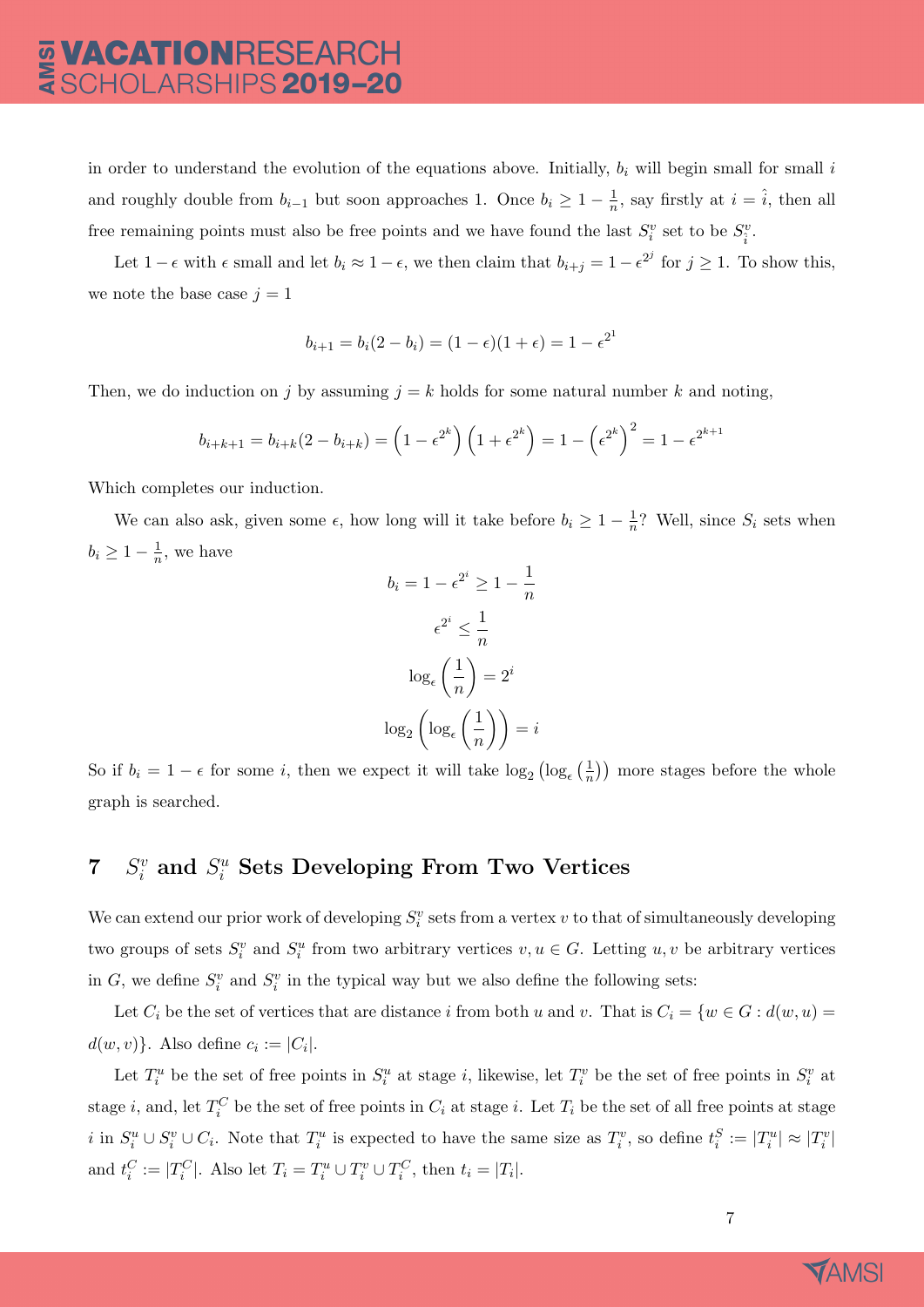in order to understand the evolution of the equations above. Initially, $b_i$ will begin small for small $i$ and roughly double from $b_{i-1}$ but soon approaches 1. Once $b_i \geq 1 - \frac{1}{n}$, say firstly at $i = \hat{i}$, then all free remaining points must also be free points and we have found the last $S_i^v$ set to be $S_{\hat{i}}^v$.

Let $1 - \epsilon$ with $\epsilon$ small and let $b_i \approx 1 - \epsilon$, we then claim that $b_{i+j} = 1 - \epsilon^{2^j}$ for $j \geq 1$. To show this, we note the base case $j = 1$

$$b_{i+1} = b_i(2 - b_i) = (1 - \epsilon)(1 + \epsilon) = 1 - \epsilon^{2^1}$$

Then, we do induction on $j$ by assuming $j = k$ holds for some natural number $k$ and noting,

$$b_{i+k+1} = b_{i+k}(2 - b_{i+k}) = \left(1 - \epsilon^{2^k}\right)\left(1 + \epsilon^{2^k}\right) = 1 - \left(\epsilon^{2^k}\right)^2 = 1 - \epsilon^{2^{k+1}}$$

Which completes our induction.

We can also ask, given some $\epsilon$, how long will it take before $b_i \geq 1 - \frac{1}{n}$? Well, since $S_i$ sets when $b_i \geq 1 - \frac{1}{n}$, we have

$$b_i = 1 - \epsilon^{2^i} \geq 1 - \frac{1}{n}$$

$$\epsilon^{2^i} \leq \frac{1}{n}$$

$$\log_\epsilon\left(\frac{1}{n}\right) = 2^i$$

$$\log_2\left(\log_\epsilon\left(\frac{1}{n}\right)\right) = i$$

So if $b_i = 1 - \epsilon$ for some $i$, then we expect it will take $\log_2\left(\log_\epsilon\left(\frac{1}{n}\right)\right)$ more stages before the whole graph is searched.

## 7 $S_i^v$ and $S_i^u$ Sets Developing From Two Vertices

We can extend our prior work of developing $S_i^v$ sets from a vertex $v$ to that of simultaneously developing two groups of sets $S_i^v$ and $S_i^u$ from two arbitrary vertices $v, u \in G$. Letting $u, v$ be arbitrary vertices in $G$, we define $S_i^v$ and $S_i^v$ in the typical way but we also define the following sets:

Let $C_i$ be the set of vertices that are distance $i$ from both $u$ and $v$. That is $C_i = \{w \in G : d(w, u) = d(w, v)\}$. Also define $c_i := |C_i|$.

Let $T_i^u$ be the set of free points in $S_i^u$ at stage $i$, likewise, let $T_i^v$ be the set of free points in $S_i^v$ at stage $i$, and, let $T_i^C$ be the set of free points in $C_i$ at stage $i$. Let $T_i$ be the set of all free points at stage $i$ in $S_i^u \cup S_i^v \cup C_i$. Note that $T_i^u$ is expected to have the same size as $T_i^v$, so define $t_i^S := |T_i^u| \approx |T_i^v|$ and $t_i^C := |T_i^C|$. Also let $T_i = T_i^u \cup T_i^v \cup T_i^C$, then $t_i = |T_i|$.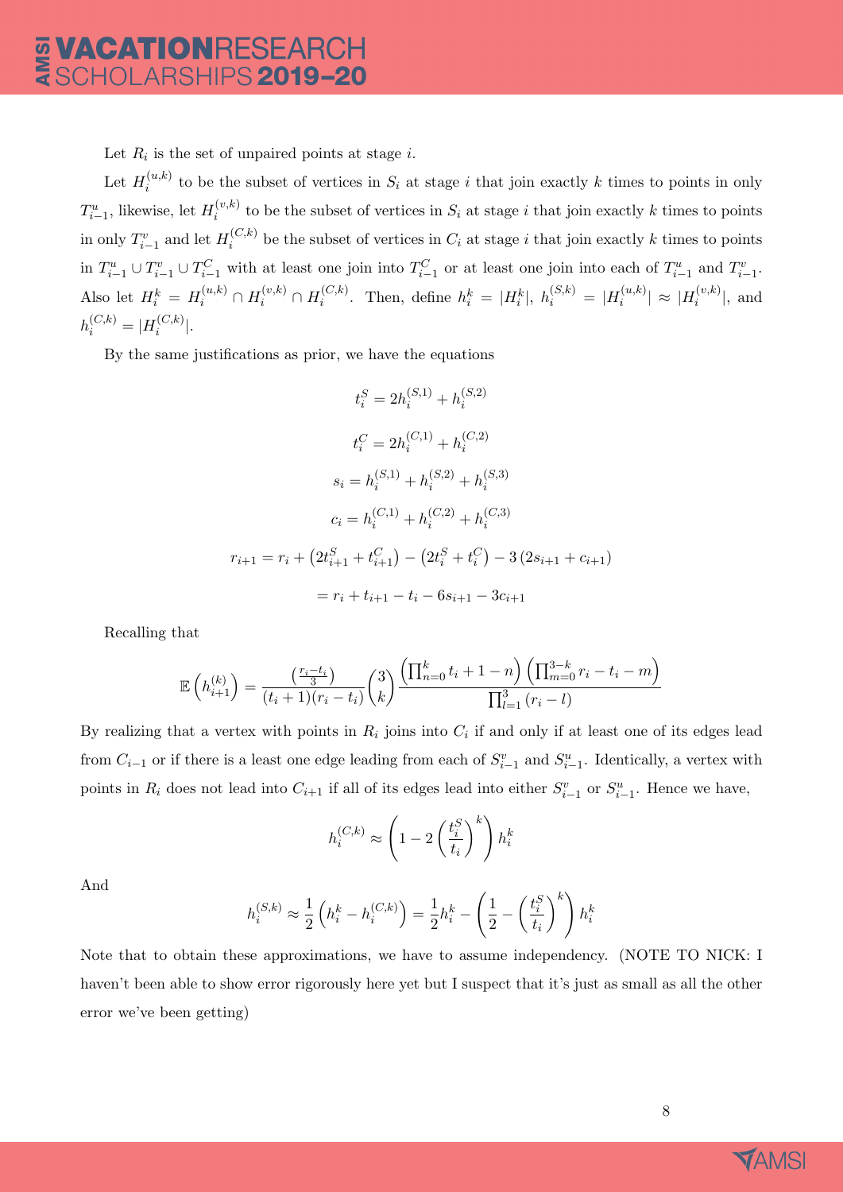Let $R_i$ is the set of unpaired points at stage $i$.

Let $H_i^{(u,k)}$ to be the subset of vertices in $S_i$ at stage $i$ that join exactly $k$ times to points in only $T_{i-1}^u$, likewise, let $H_i^{(v,k)}$ to be the subset of vertices in $S_i$ at stage $i$ that join exactly $k$ times to points in only $T_{i-1}^v$ and let $H_i^{(C,k)}$ be the subset of vertices in $C_i$ at stage $i$ that join exactly $k$ times to points in $T_{i-1}^u \cup T_{i-1}^v \cup T_{i-1}^C$ with at least one join into $T_{i-1}^C$ or at least one join into each of $T_{i-1}^u$ and $T_{i-1}^v$. Also let $H_i^k = H_i^{(u,k)} \cap H_i^{(v,k)} \cap H_i^{(C,k)}$. Then, define $h_i^k = |H_i^k|$, $h_i^{(S,k)} = |H_i^{(u,k)}| \approx |H_i^{(v,k)}|$, and $h_i^{(C,k)} = |H_i^{(C,k)}|$.

By the same justifications as prior, we have the equations

$$t_i^S = 2h_i^{(S,1)} + h_i^{(S,2)}$$

$$t_i^C = 2h_i^{(C,1)} + h_i^{(C,2)}$$

$$s_i = h_i^{(S,1)} + h_i^{(S,2)} + h_i^{(S,3)}$$

$$c_i = h_i^{(C,1)} + h_i^{(C,2)} + h_i^{(C,3)}$$

$$\begin{aligned} r_{i+1} &= r_i + \left(2t_{i+1}^S + t_{i+1}^C\right) - \left(2t_i^S + t_i^C\right) - 3\left(2s_{i+1} + c_{i+1}\right) \\ &= r_i + t_{i+1} - t_i - 6s_{i+1} - 3c_{i+1} \end{aligned}$$

Recalling that

$$\mathbb{E}\left(h_{i+1}^{(k)}\right) = \frac{\binom{r_i - t_i}{3}}{(t_i+1)(r_i-t_i)} \binom{3}{k} \frac{\left(\prod_{n=0}^{k} t_i + 1 - n\right)\left(\prod_{m=0}^{3-k} r_i - t_i - m\right)}{\prod_{l=1}^{3}(r_i - l)}$$

By realizing that a vertex with points in $R_i$ joins into $C_i$ if and only if at least one of its edges lead from $C_{i-1}$ or if there is a least one edge leading from each of $S_{i-1}^v$ and $S_{i-1}^u$. Identically, a vertex with points in $R_i$ does not lead into $C_{i+1}$ if all of its edges lead into either $S_{i-1}^v$ or $S_{i-1}^u$. Hence we have,

$$h_i^{(C,k)} \approx \left(1 - 2\left(\frac{t_i^S}{t_i}\right)^k\right) h_i^k$$

And

$$h_i^{(S,k)} \approx \frac{1}{2}\left(h_i^k - h_i^{(C,k)}\right) = \frac{1}{2}h_i^k - \left(\frac{1}{2} - \left(\frac{t_i^S}{t_i}\right)^k\right) h_i^k$$

Note that to obtain these approximations, we have to assume independency. (NOTE TO NICK: I haven't been able to show error rigorously here yet but I suspect that it's just as small as all the other error we've been getting)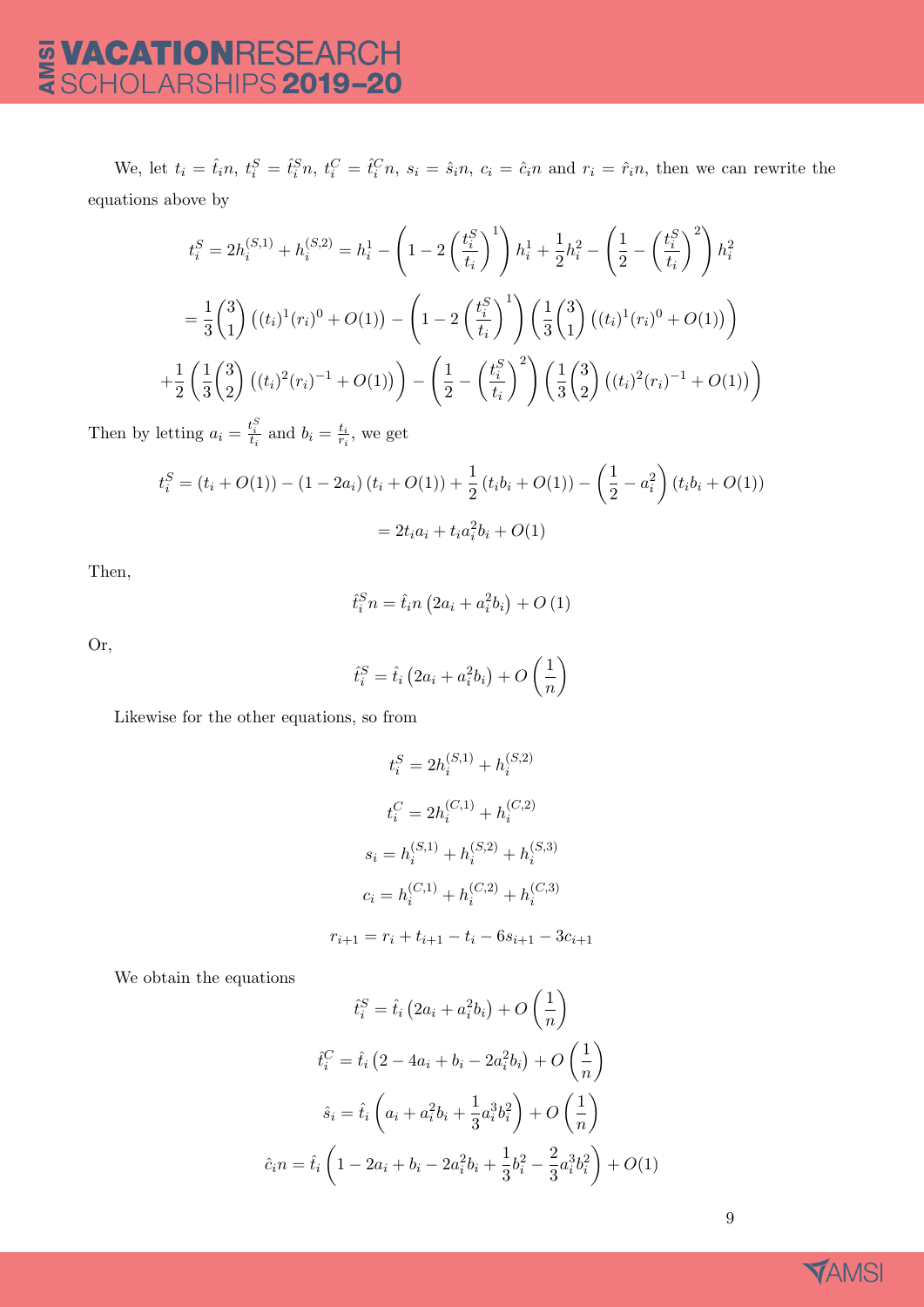We, let $t_i = \hat{t}_i n$, $t_i^S = \hat{t}_i^S n$, $t_i^C = \hat{t}_i^C n$, $s_i = \hat{s}_i n$, $c_i = \hat{c}_i n$ and $r_i = \hat{r}_i n$, then we can rewrite the equations above by

$$t_i^S = 2h_i^{(S,1)} + h_i^{(S,2)} = h_i^1 - \left(1 - 2\left(\frac{t_i^S}{t_i}\right)^1\right) h_i^1 + \frac{1}{2}h_i^2 - \left(\frac{1}{2} - \left(\frac{t_i^S}{t_i}\right)^2\right) h_i^2$$

$$= \frac{1}{3}\binom{3}{1}\left((t_i)^1 (r_i)^0 + O(1)\right) - \left(1 - 2\left(\frac{t_i^S}{t_i}\right)^1\right)\left(\frac{1}{3}\binom{3}{1}\left((t_i)^1 (r_i)^0 + O(1)\right)\right)$$

$$+\frac{1}{2}\left(\frac{1}{3}\binom{3}{2}\left((t_i)^2 (r_i)^{-1} + O(1)\right)\right) - \left(\frac{1}{2} - \left(\frac{t_i^S}{t_i}\right)^2\right)\left(\frac{1}{3}\binom{3}{2}\left((t_i)^2 (r_i)^{-1} + O(1)\right)\right)$$

Then by letting $a_i = \frac{t_i^S}{t_i}$ and $b_i = \frac{t_i}{r_i}$, we get

$$t_i^S = (t_i + O(1)) - (1 - 2a_i)(t_i + O(1)) + \frac{1}{2}(t_i b_i + O(1)) - \left(\frac{1}{2} - a_i^2\right)(t_i b_i + O(1))$$

$$= 2t_i a_i + t_i a_i^2 b_i + O(1)$$

Then,

$$\hat{t}_i^S n = \hat{t}_i n \left(2a_i + a_i^2 b_i\right) + O(1)$$

Or,

$$\hat{t}_i^S = \hat{t}_i \left(2a_i + a_i^2 b_i\right) + O\left(\frac{1}{n}\right)$$

Likewise for the other equations, so from

$$t_i^S = 2h_i^{(S,1)} + h_i^{(S,2)}$$

$$t_i^C = 2h_i^{(C,1)} + h_i^{(C,2)}$$

$$s_i = h_i^{(S,1)} + h_i^{(S,2)} + h_i^{(S,3)}$$

$$c_i = h_i^{(C,1)} + h_i^{(C,2)} + h_i^{(C,3)}$$

$$r_{i+1} = r_i + t_{i+1} - t_i - 6s_{i+1} - 3c_{i+1}$$

We obtain the equations

$$\hat{t}_i^S = \hat{t}_i \left(2a_i + a_i^2 b_i\right) + O\left(\frac{1}{n}\right)$$

$$\hat{t}_i^C = \hat{t}_i \left(2 - 4a_i + b_i - 2a_i^2 b_i\right) + O\left(\frac{1}{n}\right)$$

$$\hat{s}_i = \hat{t}_i \left(a_i + a_i^2 b_i + \frac{1}{3}a_i^3 b_i^2\right) + O\left(\frac{1}{n}\right)$$

$$\hat{c}_i n = \hat{t}_i \left(1 - 2a_i + b_i - 2a_i^2 b_i + \frac{1}{3}b_i^2 - \frac{2}{3}a_i^3 b_i^2\right) + O(1)$$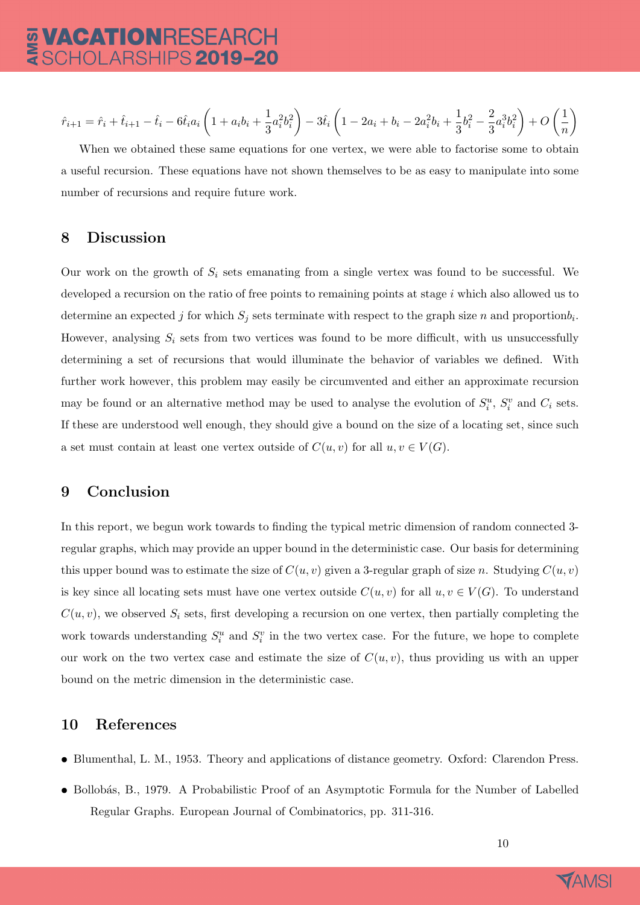$$\hat{r}_{i+1} = \hat{r}_i + \hat{t}_{i+1} - \hat{t}_i - 6\hat{t}_i a_i \left(1 + a_i b_i + \frac{1}{3}a_i^2 b_i^2\right) - 3\hat{t}_i \left(1 - 2a_i + b_i - 2a_i^2 b_i + \frac{1}{3}b_i^2 - \frac{2}{3}a_i^3 b_i^2\right) + O\left(\frac{1}{n}\right)$$

When we obtained these same equations for one vertex, we were able to factorise some to obtain a useful recursion. These equations have not shown themselves to be as easy to manipulate into some number of recursions and require future work.

## 8 Discussion

Our work on the growth of $S_i$ sets emanating from a single vertex was found to be successful. We developed a recursion on the ratio of free points to remaining points at stage $i$ which also allowed us to determine an expected $j$ for which $S_j$ sets terminate with respect to the graph size $n$ and proportion$b_i$. However, analysing $S_i$ sets from two vertices was found to be more difficult, with us unsuccessfully determining a set of recursions that would illuminate the behavior of variables we defined. With further work however, this problem may easily be circumvented and either an approximate recursion may be found or an alternative method may be used to analyse the evolution of $S_i^u$, $S_i^v$ and $C_i$ sets. If these are understood well enough, they should give a bound on the size of a locating set, since such a set must contain at least one vertex outside of $C(u, v)$ for all $u, v \in V(G)$.

## 9 Conclusion

In this report, we begun work towards to finding the typical metric dimension of random connected 3-regular graphs, which may provide an upper bound in the deterministic case. Our basis for determining this upper bound was to estimate the size of $C(u, v)$ given a 3-regular graph of size $n$. Studying $C(u, v)$ is key since all locating sets must have one vertex outside $C(u, v)$ for all $u, v \in V(G)$. To understand $C(u, v)$, we observed $S_i$ sets, first developing a recursion on one vertex, then partially completing the work towards understanding $S_i^u$ and $S_i^v$ in the two vertex case. For the future, we hope to complete our work on the two vertex case and estimate the size of $C(u, v)$, thus providing us with an upper bound on the metric dimension in the deterministic case.

## 10 References

- Blumenthal, L. M., 1953. Theory and applications of distance geometry. Oxford: Clarendon Press.
- Bollobás, B., 1979. A Probabilistic Proof of an Asymptotic Formula for the Number of Labelled Regular Graphs. European Journal of Combinatorics, pp. 311-316.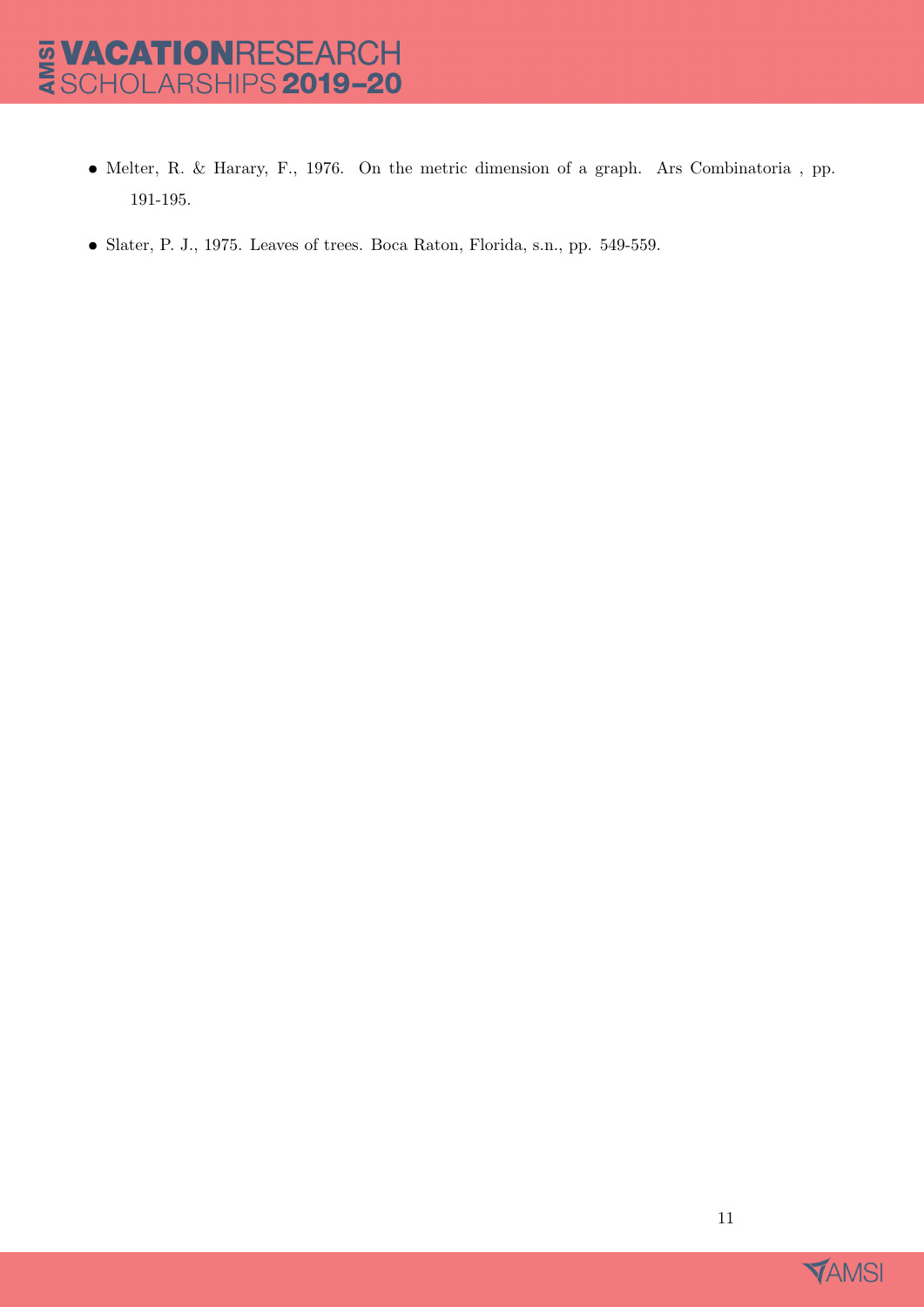- Melter, R. & Harary, F., 1976. On the metric dimension of a graph. Ars Combinatoria , pp. 191-195.
- Slater, P. J., 1975. Leaves of trees. Boca Raton, Florida, s.n., pp. 549-559.